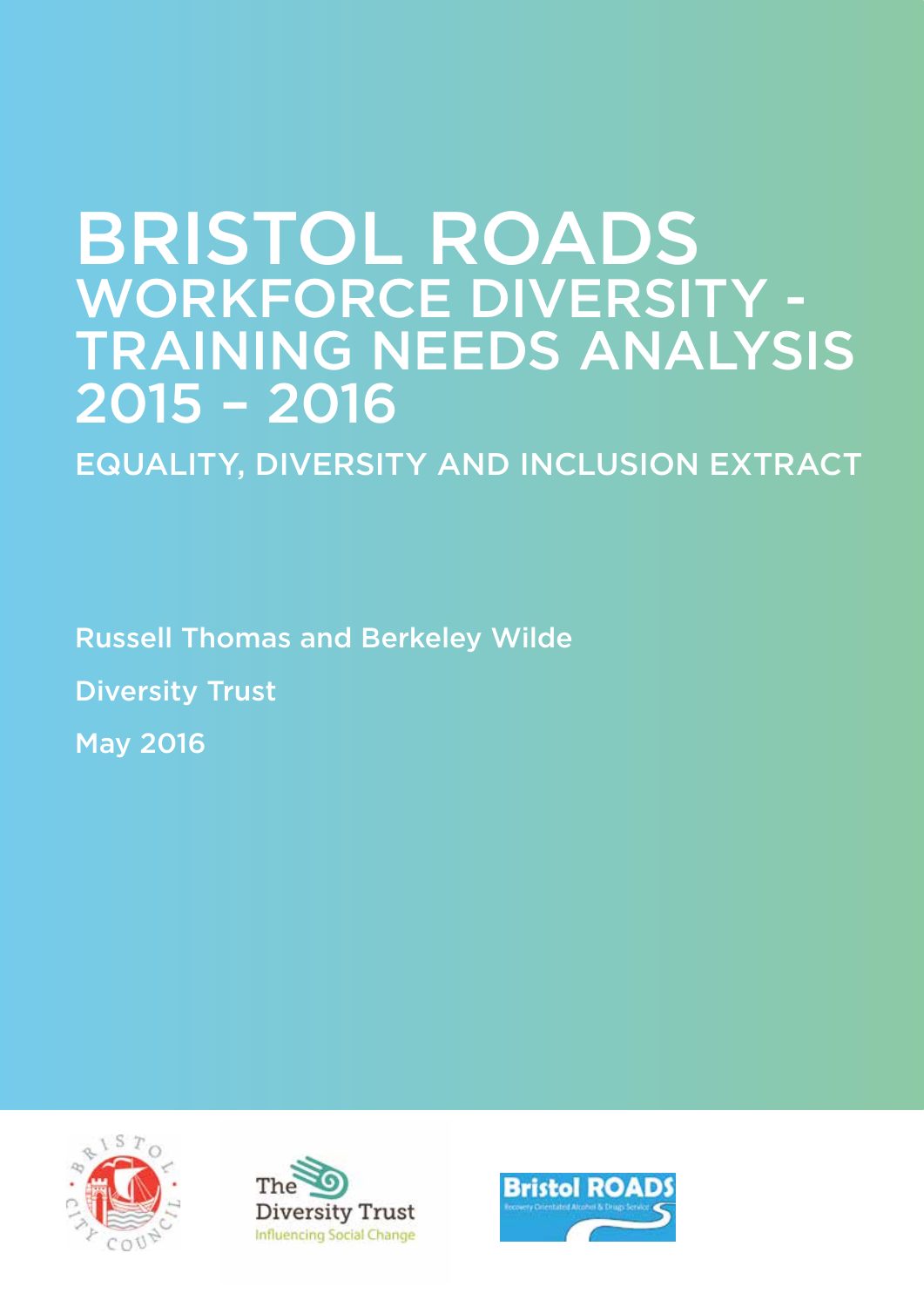# BRISTOL ROADS
## WORKFORCE DIVERSITY - TRAINING NEEDS ANALYSIS 2015 – 2016

### EQUALITY, DIVERSITY AND INCLUSION EXTRACT

Russell Thomas and Berkeley Wilde

Diversity Trust

May 2016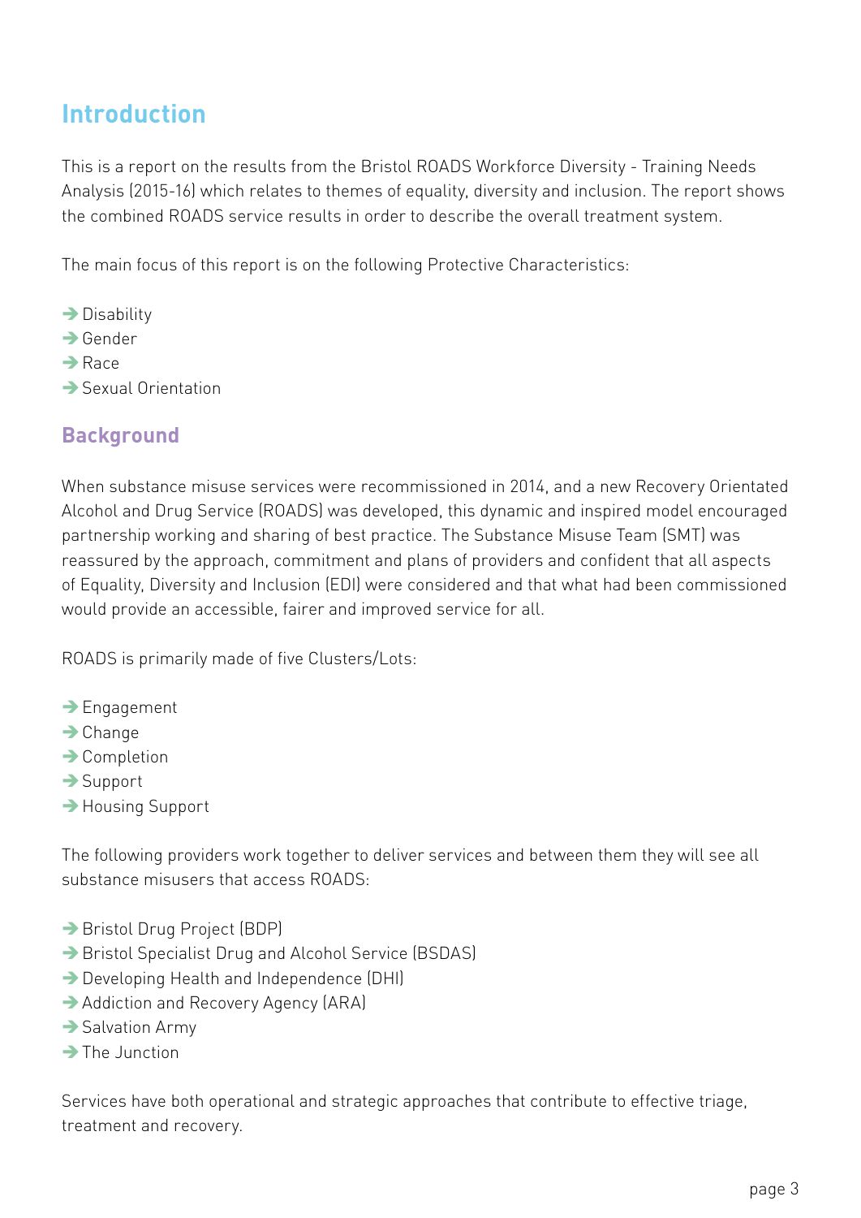## Introduction

This is a report on the results from the Bristol ROADS Workforce Diversity - Training Needs Analysis (2015-16) which relates to themes of equality, diversity and inclusion. The report shows the combined ROADS service results in order to describe the overall treatment system.

The main focus of this report is on the following Protective Characteristics:

- Disability
- Gender
- Race
- Sexual Orientation

### Background

When substance misuse services were recommissioned in 2014, and a new Recovery Orientated Alcohol and Drug Service (ROADS) was developed, this dynamic and inspired model encouraged partnership working and sharing of best practice. The Substance Misuse Team (SMT) was reassured by the approach, commitment and plans of providers and confident that all aspects of Equality, Diversity and Inclusion (EDI) were considered and that what had been commissioned would provide an accessible, fairer and improved service for all.

ROADS is primarily made of five Clusters/Lots:

- Engagement
- Change
- Completion
- Support
- Housing Support

The following providers work together to deliver services and between them they will see all substance misusers that access ROADS:

- Bristol Drug Project (BDP)
- Bristol Specialist Drug and Alcohol Service (BSDAS)
- Developing Health and Independence (DHI)
- Addiction and Recovery Agency (ARA)
- Salvation Army
- The Junction

Services have both operational and strategic approaches that contribute to effective triage, treatment and recovery.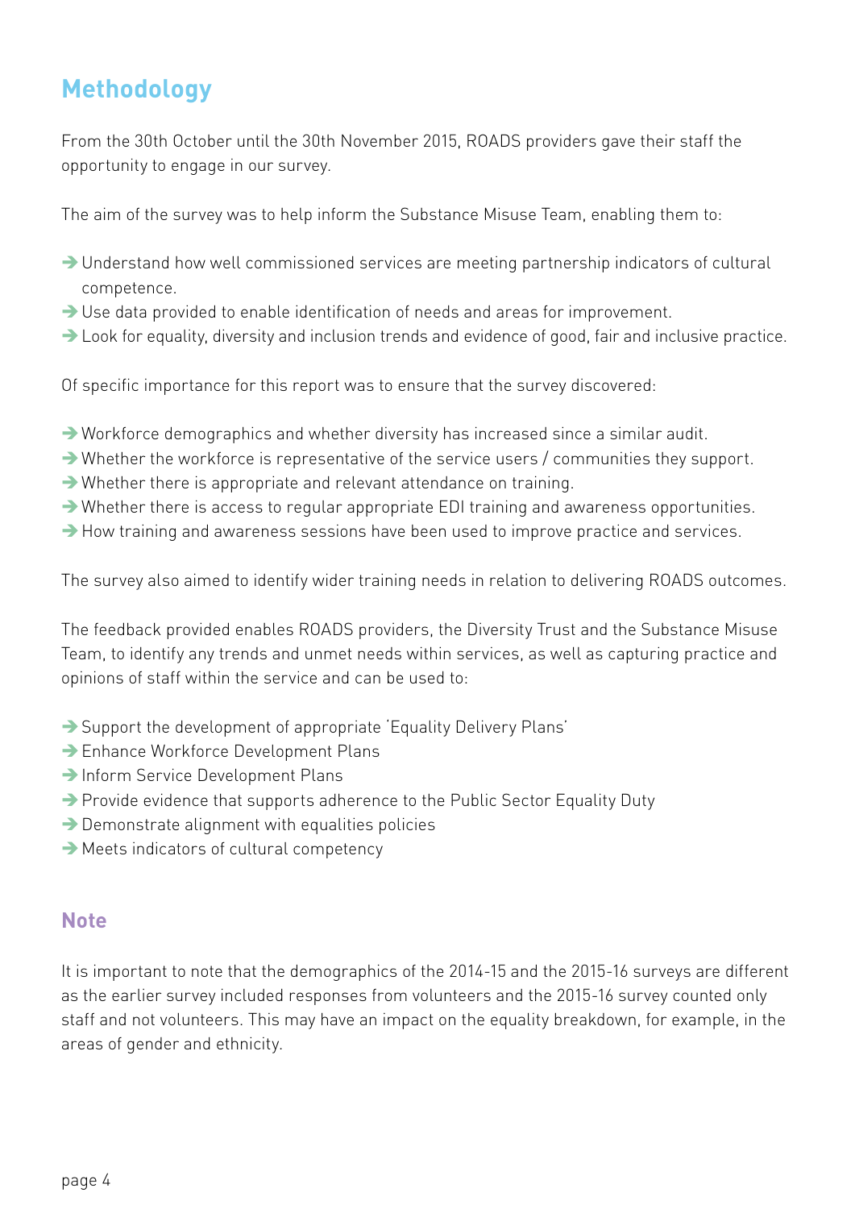## Methodology

From the 30th October until the 30th November 2015, ROADS providers gave their staff the opportunity to engage in our survey.

The aim of the survey was to help inform the Substance Misuse Team, enabling them to:

- Understand how well commissioned services are meeting partnership indicators of cultural competence.
- Use data provided to enable identification of needs and areas for improvement.
- Look for equality, diversity and inclusion trends and evidence of good, fair and inclusive practice.

Of specific importance for this report was to ensure that the survey discovered:

- Workforce demographics and whether diversity has increased since a similar audit.
- Whether the workforce is representative of the service users / communities they support.
- Whether there is appropriate and relevant attendance on training.
- Whether there is access to regular appropriate EDI training and awareness opportunities.
- How training and awareness sessions have been used to improve practice and services.

The survey also aimed to identify wider training needs in relation to delivering ROADS outcomes.

The feedback provided enables ROADS providers, the Diversity Trust and the Substance Misuse Team, to identify any trends and unmet needs within services, as well as capturing practice and opinions of staff within the service and can be used to:

- Support the development of appropriate 'Equality Delivery Plans'
- Enhance Workforce Development Plans
- Inform Service Development Plans
- Provide evidence that supports adherence to the Public Sector Equality Duty
- Demonstrate alignment with equalities policies
- Meets indicators of cultural competency

### Note

It is important to note that the demographics of the 2014-15 and the 2015-16 surveys are different as the earlier survey included responses from volunteers and the 2015-16 survey counted only staff and not volunteers. This may have an impact on the equality breakdown, for example, in the areas of gender and ethnicity.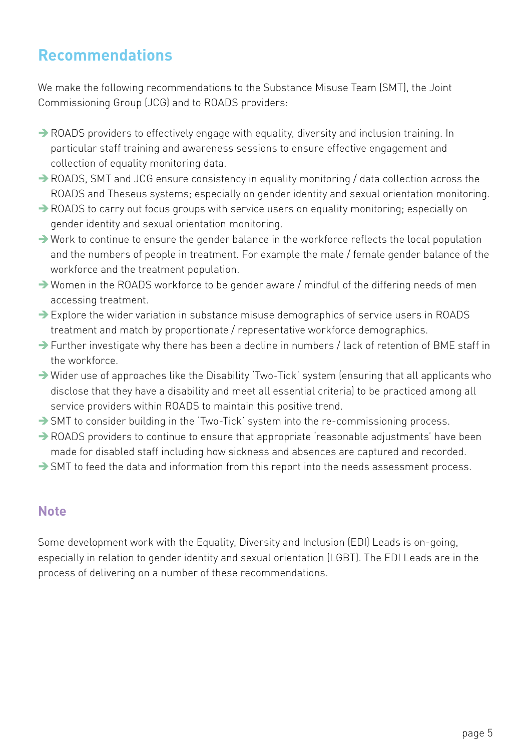## Recommendations

We make the following recommendations to the Substance Misuse Team (SMT), the Joint Commissioning Group (JCG) and to ROADS providers:

- ROADS providers to effectively engage with equality, diversity and inclusion training. In particular staff training and awareness sessions to ensure effective engagement and collection of equality monitoring data.
- ROADS, SMT and JCG ensure consistency in equality monitoring / data collection across the ROADS and Theseus systems; especially on gender identity and sexual orientation monitoring.
- ROADS to carry out focus groups with service users on equality monitoring; especially on gender identity and sexual orientation monitoring.
- Work to continue to ensure the gender balance in the workforce reflects the local population and the numbers of people in treatment. For example the male / female gender balance of the workforce and the treatment population.
- Women in the ROADS workforce to be gender aware / mindful of the differing needs of men accessing treatment.
- Explore the wider variation in substance misuse demographics of service users in ROADS treatment and match by proportionate / representative workforce demographics.
- Further investigate why there has been a decline in numbers / lack of retention of BME staff in the workforce.
- Wider use of approaches like the Disability 'Two-Tick' system (ensuring that all applicants who disclose that they have a disability and meet all essential criteria) to be practiced among all service providers within ROADS to maintain this positive trend.
- SMT to consider building in the 'Two-Tick' system into the re-commissioning process.
- ROADS providers to continue to ensure that appropriate 'reasonable adjustments' have been made for disabled staff including how sickness and absences are captured and recorded.
- SMT to feed the data and information from this report into the needs assessment process.

### Note

Some development work with the Equality, Diversity and Inclusion (EDI) Leads is on-going, especially in relation to gender identity and sexual orientation (LGBT). The EDI Leads are in the process of delivering on a number of these recommendations.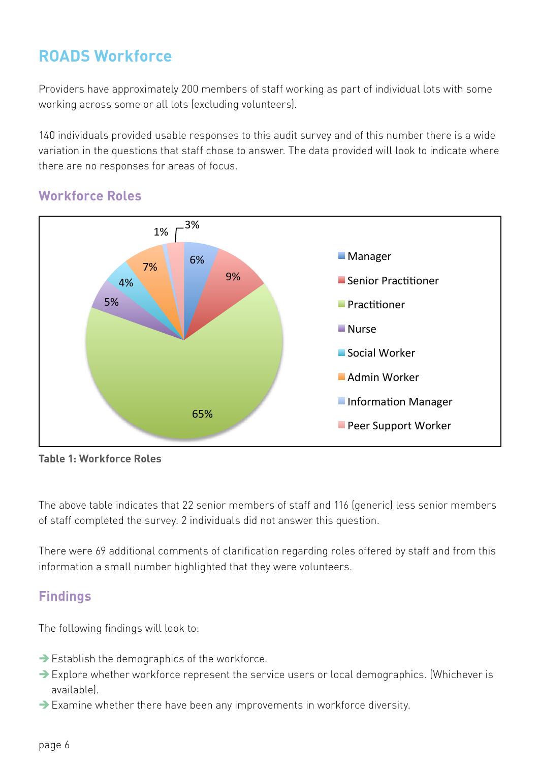## ROADS Workforce

Providers have approximately 200 members of staff working as part of individual lots with some working across some or all lots (excluding volunteers).

140 individuals provided usable responses to this audit survey and of this number there is a wide variation in the questions that staff chose to answer. The data provided will look to indicate where there are no responses for areas of focus.

### Workforce Roles

| Role | % |
|---|---|
| Manager | 6% |
| Senior Practitioner | 9% |
| Practitioner | 65% |
| Nurse | 5% |
| Social Worker | 4% |
| Admin Worker | 7% |
| Information Manager | 1% |
| Peer Support Worker | 3% |

**Table 1: Workforce Roles**

The above table indicates that 22 senior members of staff and 116 (generic) less senior members of staff completed the survey. 2 individuals did not answer this question.

There were 69 additional comments of clarification regarding roles offered by staff and from this information a small number highlighted that they were volunteers.

### Findings

The following findings will look to:

- Establish the demographics of the workforce.
- Explore whether workforce represent the service users or local demographics. (Whichever is available).
- Examine whether there have been any improvements in workforce diversity.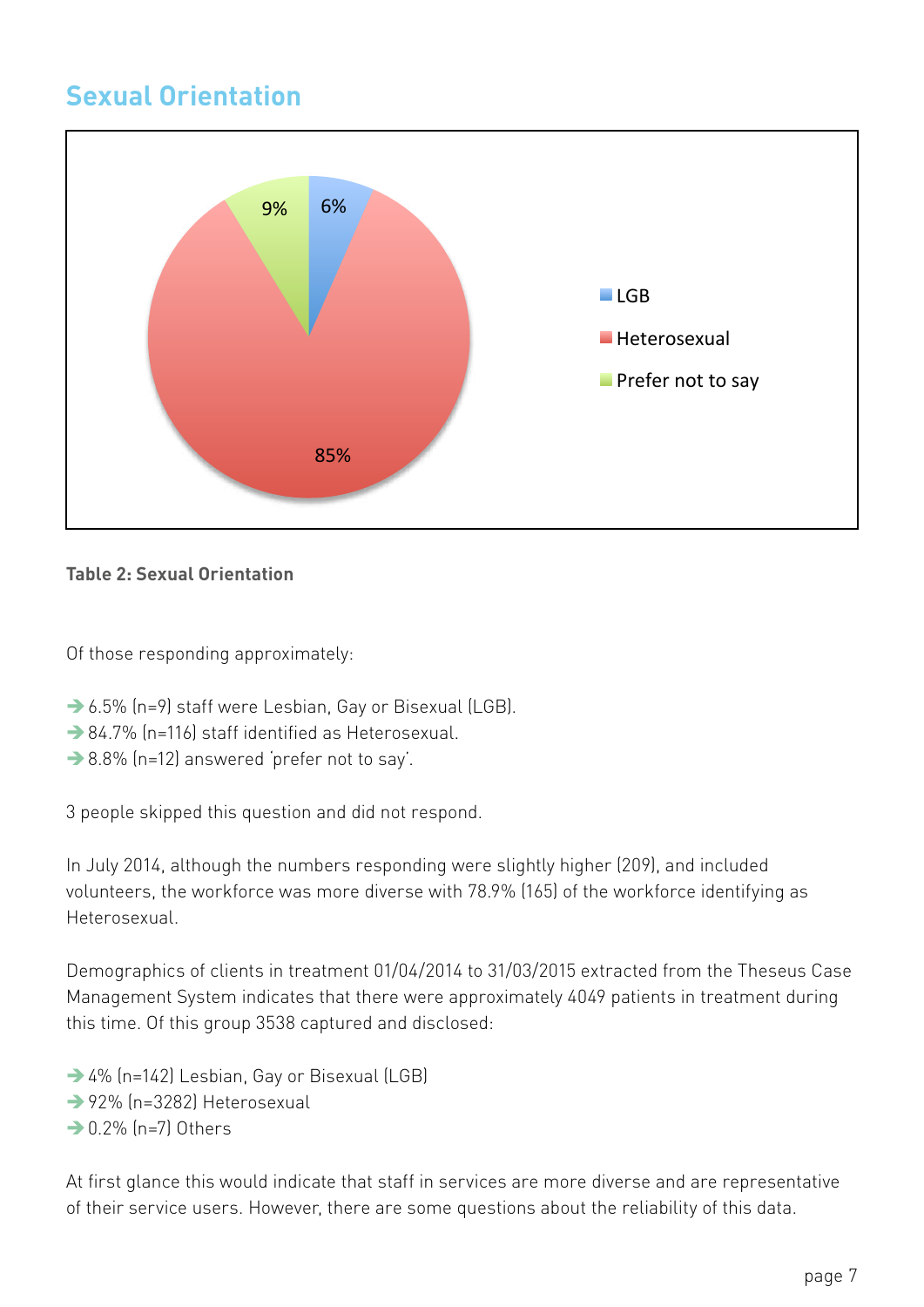## Sexual Orientation

**Table 2: Sexual Orientation**

Of those responding approximately:

- 6.5% (n=9) staff were Lesbian, Gay or Bisexual (LGB).
- 84.7% (n=116) staff identified as Heterosexual.
- 8.8% (n=12) answered 'prefer not to say'.

3 people skipped this question and did not respond.

In July 2014, although the numbers responding were slightly higher (209), and included volunteers, the workforce was more diverse with 78.9% (165) of the workforce identifying as Heterosexual.

Demographics of clients in treatment 01/04/2014 to 31/03/2015 extracted from the Theseus Case Management System indicates that there were approximately 4049 patients in treatment during this time. Of this group 3538 captured and disclosed:

- 4% (n=142) Lesbian, Gay or Bisexual (LGB)
- 92% (n=3282) Heterosexual
- 0.2% (n=7) Others

At first glance this would indicate that staff in services are more diverse and are representative of their service users. However, there are some questions about the reliability of this data.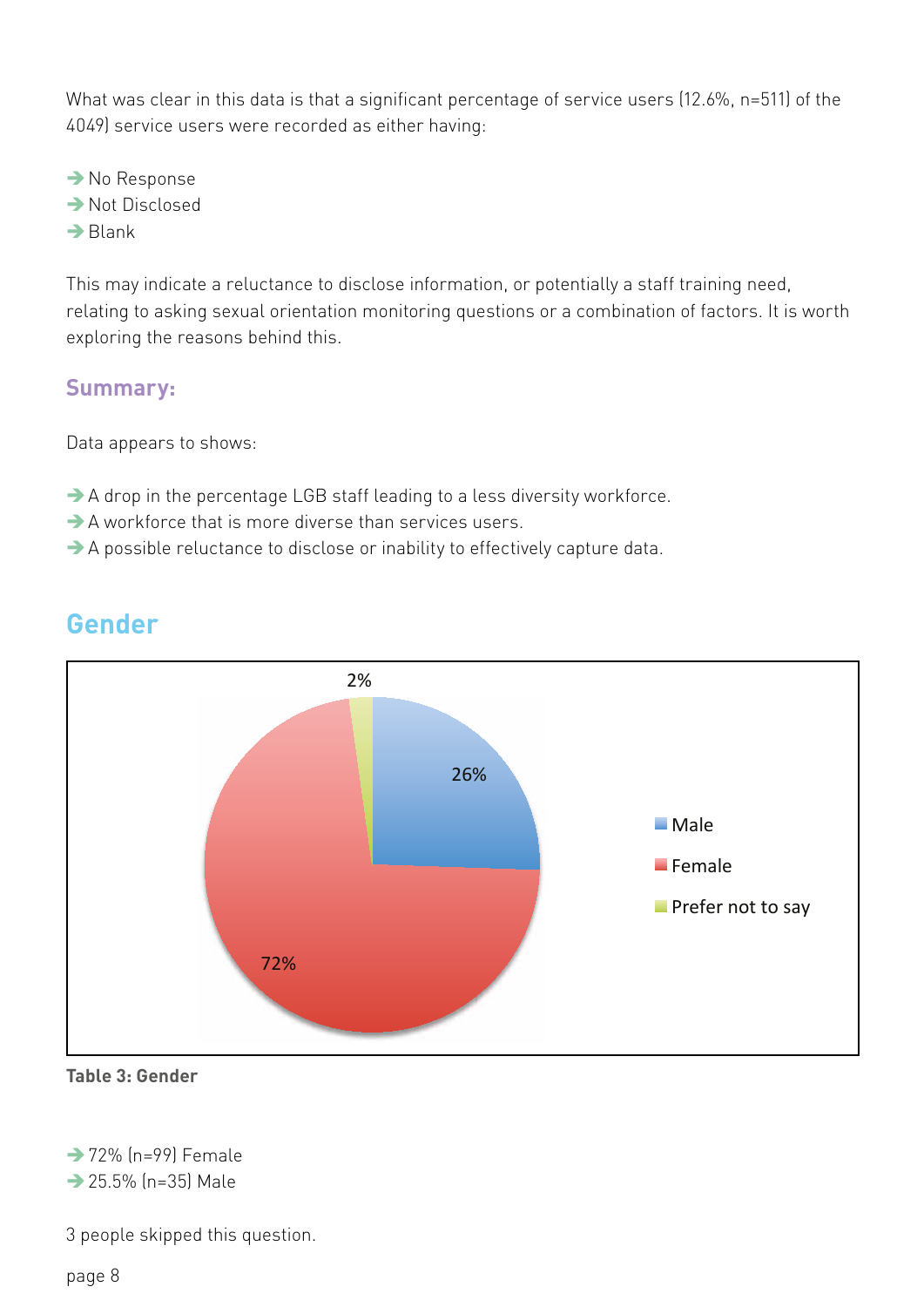What was clear in this data is that a significant percentage of service users (12.6%, n=511) of the 4049) service users were recorded as either having:

- No Response
- Not Disclosed
- Blank

This may indicate a reluctance to disclose information, or potentially a staff training need, relating to asking sexual orientation monitoring questions or a combination of factors. It is worth exploring the reasons behind this.

### Summary:

Data appears to shows:

- A drop in the percentage LGB staff leading to a less diversity workforce.
- A workforce that is more diverse than services users.
- A possible reluctance to disclose or inability to effectively capture data.

## Gender

| Gender | % |
|---|---|
| Male | 26% |
| Female | 72% |
| Prefer not to say | 2% |

**Table 3: Gender**

- 72% (n=99) Female
- 25.5% (n=35) Male

3 people skipped this question.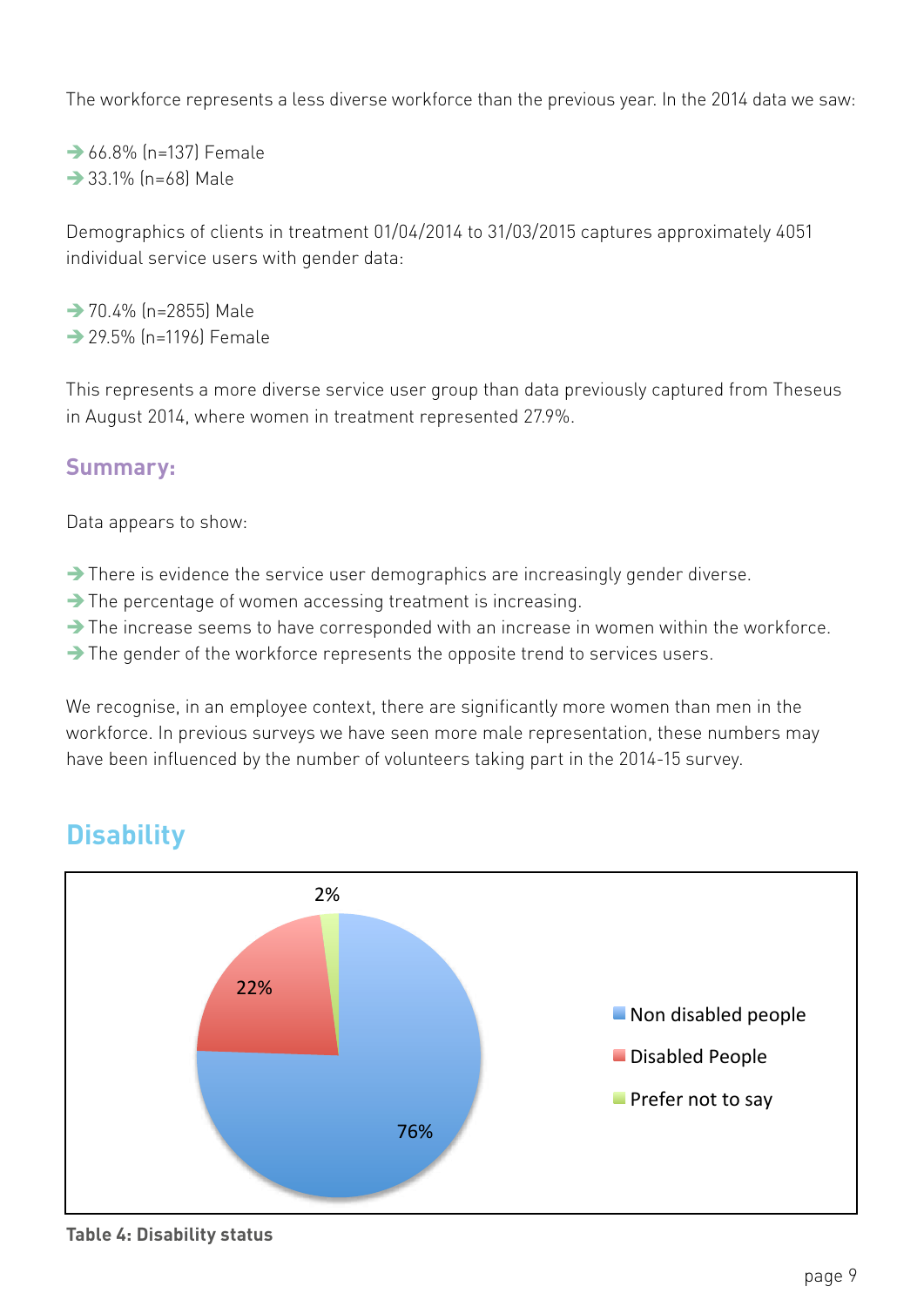The workforce represents a less diverse workforce than the previous year. In the 2014 data we saw:

- 66.8% (n=137) Female
- 33.1% (n=68) Male

Demographics of clients in treatment 01/04/2014 to 31/03/2015 captures approximately 4051 individual service users with gender data:

- 70.4% (n=2855) Male
- 29.5% (n=1196) Female

This represents a more diverse service user group than data previously captured from Theseus in August 2014, where women in treatment represented 27.9%.

### Summary:

Data appears to show:

- There is evidence the service user demographics are increasingly gender diverse.
- The percentage of women accessing treatment is increasing.
- The increase seems to have corresponded with an increase in women within the workforce.
- The gender of the workforce represents the opposite trend to services users.

We recognise, in an employee context, there are significantly more women than men in the workforce. In previous surveys we have seen more male representation, these numbers may have been influenced by the number of volunteers taking part in the 2014-15 survey.

## Disability

| Disability status | % |
|---|---|
| Non disabled people | 76% |
| Disabled People | 22% |
| Prefer not to say | 2% |

**Table 4: Disability status**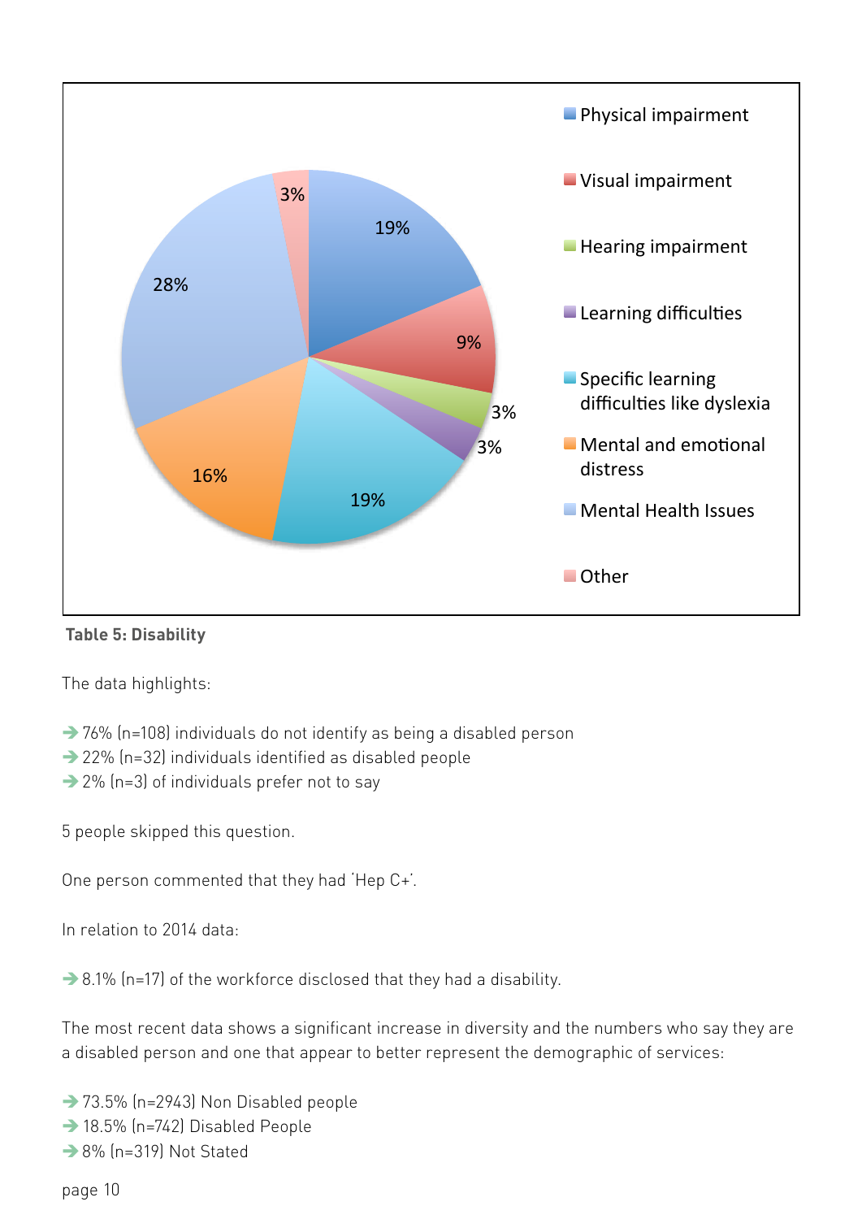| Category | Percentage |
|---|---|
| Physical impairment | 19% |
| Visual impairment | 9% |
| Hearing impairment | 3% |
| Learning difficulties | 3% |
| Specific learning difficulties like dyslexia | 19% |
| Mental and emotional distress | 16% |
| Mental Health Issues | 28% |
| Other | 3% |

**Table 5: Disability**

The data highlights:

- 76% (n=108) individuals do not identify as being a disabled person
- 22% (n=32) individuals identified as disabled people
- 2% (n=3) of individuals prefer not to say

5 people skipped this question.

One person commented that they had 'Hep C+'.

In relation to 2014 data:

- 8.1% (n=17) of the workforce disclosed that they had a disability.

The most recent data shows a significant increase in diversity and the numbers who say they are a disabled person and one that appear to better represent the demographic of services:

- 73.5% (n=2943) Non Disabled people
- 18.5% (n=742) Disabled People
- 8% (n=319) Not Stated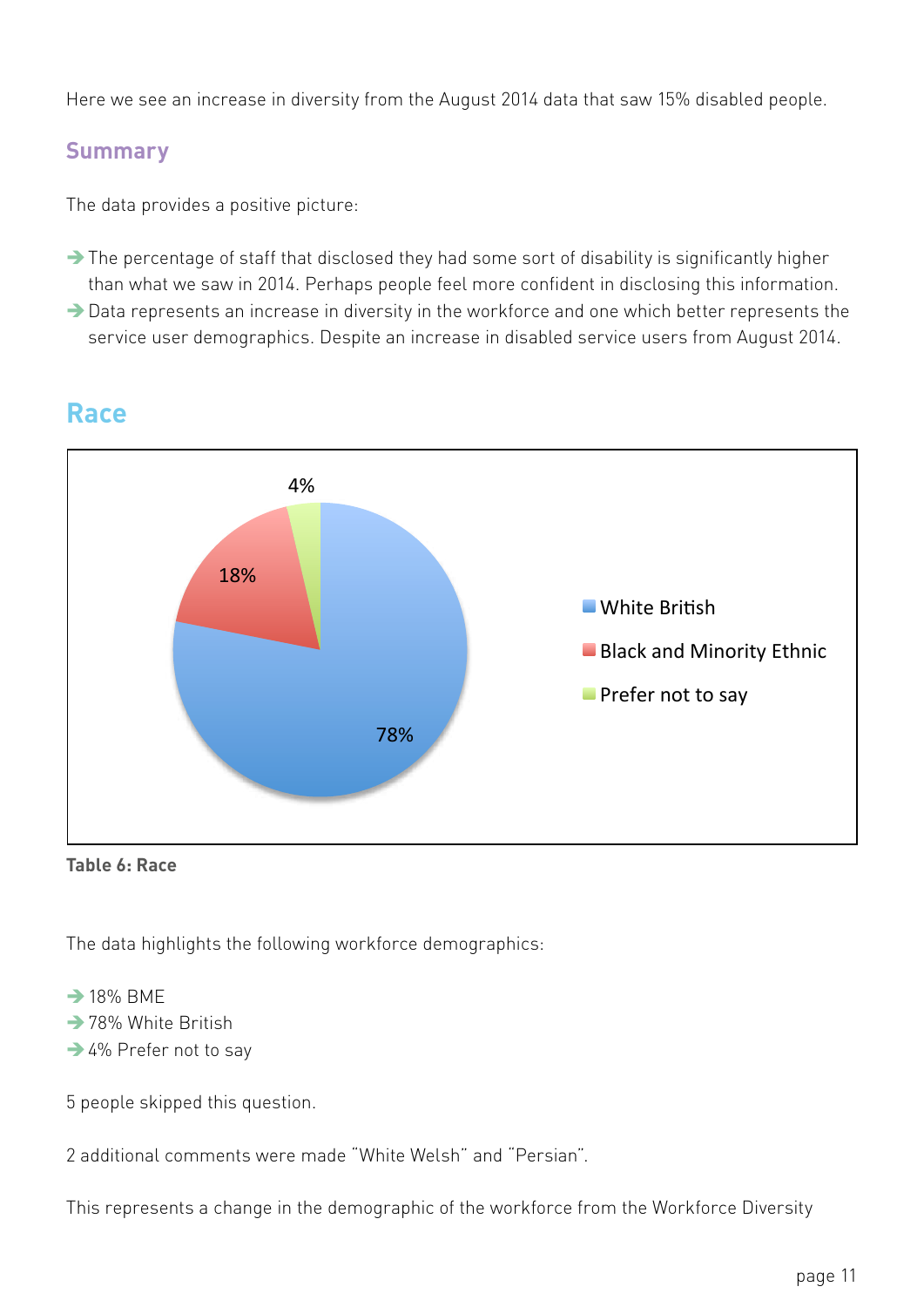Here we see an increase in diversity from the August 2014 data that saw 15% disabled people.

## Summary

The data provides a positive picture:

- ➔ The percentage of staff that disclosed they had some sort of disability is significantly higher than what we saw in 2014. Perhaps people feel more confident in disclosing this information.
- ➔ Data represents an increase in diversity in the workforce and one which better represents the service user demographics. Despite an increase in disabled service users from August 2014.

## Race

| Race | Percentage |
|---|---|
| White British | 78% |
| Black and Minority Ethnic | 18% |
| Prefer not to say | 4% |

**Table 6: Race**

The data highlights the following workforce demographics:

- ➔ 18% BME
- ➔ 78% White British
- ➔ 4% Prefer not to say

5 people skipped this question.

2 additional comments were made "White Welsh" and "Persian".

This represents a change in the demographic of the workforce from the Workforce Diversity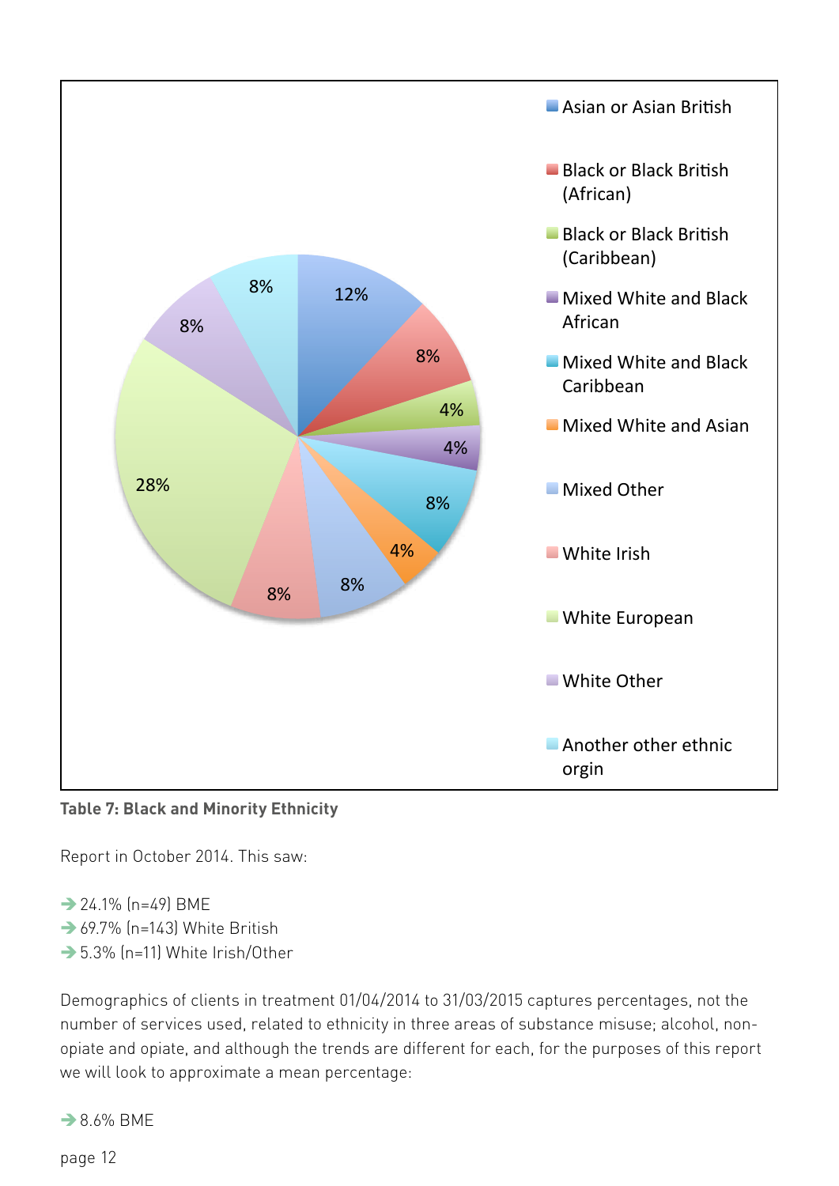| Ethnicity | Percentage |
|---|---|
| Asian or Asian British | 12% |
| Black or Black British (African) | 8% |
| Black or Black British (Caribbean) | 4% |
| Mixed White and Black African | 4% |
| Mixed White and Black Caribbean | 8% |
| Mixed White and Asian | 4% |
| Mixed Other | 8% |
| White Irish | 8% |
| White European | 28% |
| White Other | 8% |
| Another other ethnic orgin | 8% |

**Table 7: Black and Minority Ethnicity**

Report in October 2014. This saw:

- 24.1% (n=49) BME
- 69.7% (n=143) White British
- 5.3% (n=11) White Irish/Other

Demographics of clients in treatment 01/04/2014 to 31/03/2015 captures percentages, not the number of services used, related to ethnicity in three areas of substance misuse; alcohol, non-opiate and opiate, and although the trends are different for each, for the purposes of this report we will look to approximate a mean percentage:

- 8.6% BME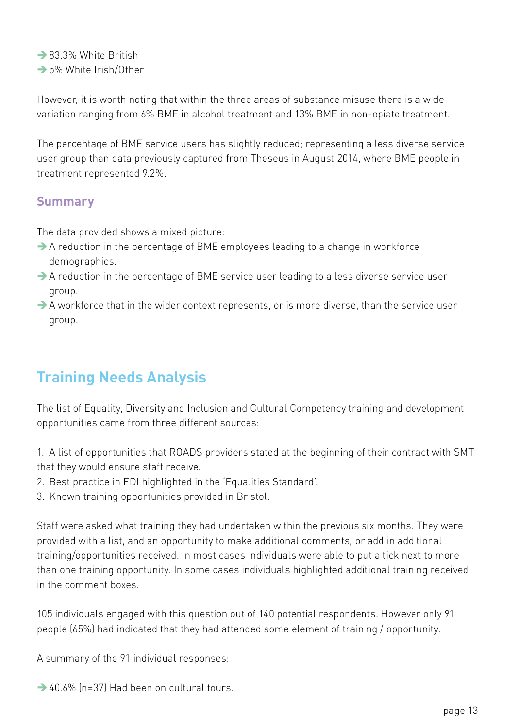- 83.3% White British
- 5% White Irish/Other

However, it is worth noting that within the three areas of substance misuse there is a wide variation ranging from 6% BME in alcohol treatment and 13% BME in non-opiate treatment.

The percentage of BME service users has slightly reduced; representing a less diverse service user group than data previously captured from Theseus in August 2014, where BME people in treatment represented 9.2%.

### Summary

The data provided shows a mixed picture:

- A reduction in the percentage of BME employees leading to a change in workforce demographics.
- A reduction in the percentage of BME service user leading to a less diverse service user group.
- A workforce that in the wider context represents, or is more diverse, than the service user group.

## Training Needs Analysis

The list of Equality, Diversity and Inclusion and Cultural Competency training and development opportunities came from three different sources:

1. A list of opportunities that ROADS providers stated at the beginning of their contract with SMT that they would ensure staff receive.
2. Best practice in EDI highlighted in the 'Equalities Standard'.
3. Known training opportunities provided in Bristol.

Staff were asked what training they had undertaken within the previous six months. They were provided with a list, and an opportunity to make additional comments, or add in additional training/opportunities received. In most cases individuals were able to put a tick next to more than one training opportunity. In some cases individuals highlighted additional training received in the comment boxes.

105 individuals engaged with this question out of 140 potential respondents. However only 91 people (65%) had indicated that they had attended some element of training / opportunity.

A summary of the 91 individual responses:

- 40.6% (n=37) Had been on cultural tours.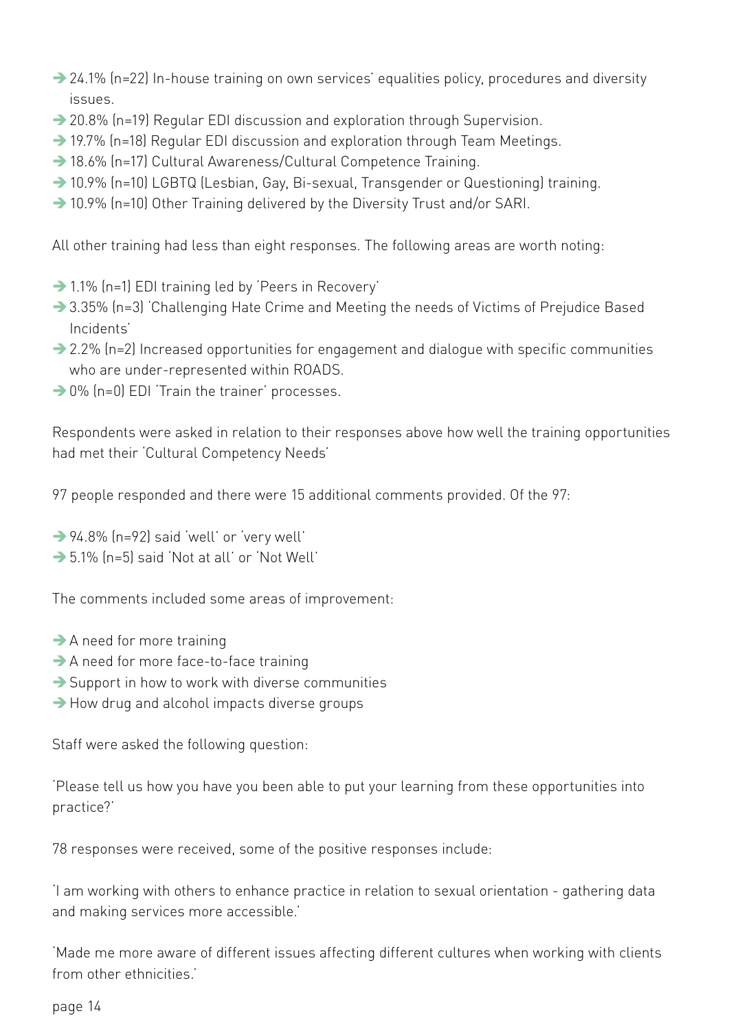- 24.1% (n=22) In-house training on own services' equalities policy, procedures and diversity issues.
- 20.8% (n=19) Regular EDI discussion and exploration through Supervision.
- 19.7% (n=18) Regular EDI discussion and exploration through Team Meetings.
- 18.6% (n=17) Cultural Awareness/Cultural Competence Training.
- 10.9% (n=10) LGBTQ (Lesbian, Gay, Bi-sexual, Transgender or Questioning) training.
- 10.9% (n=10) Other Training delivered by the Diversity Trust and/or SARI.

All other training had less than eight responses. The following areas are worth noting:

- 1.1% (n=1) EDI training led by 'Peers in Recovery'
- 3.35% (n=3) 'Challenging Hate Crime and Meeting the needs of Victims of Prejudice Based Incidents'
- 2.2% (n=2) Increased opportunities for engagement and dialogue with specific communities who are under-represented within ROADS.
- 0% (n=0) EDI 'Train the trainer' processes.

Respondents were asked in relation to their responses above how well the training opportunities had met their 'Cultural Competency Needs'

97 people responded and there were 15 additional comments provided. Of the 97:

- 94.8% (n=92) said 'well' or 'very well'
- 5.1% (n=5) said 'Not at all' or 'Not Well'

The comments included some areas of improvement:

- A need for more training
- A need for more face-to-face training
- Support in how to work with diverse communities
- How drug and alcohol impacts diverse groups

Staff were asked the following question:

'Please tell us how you have you been able to put your learning from these opportunities into practice?'

78 responses were received, some of the positive responses include:

'I am working with others to enhance practice in relation to sexual orientation - gathering data and making services more accessible.'

'Made me more aware of different issues affecting different cultures when working with clients from other ethnicities.'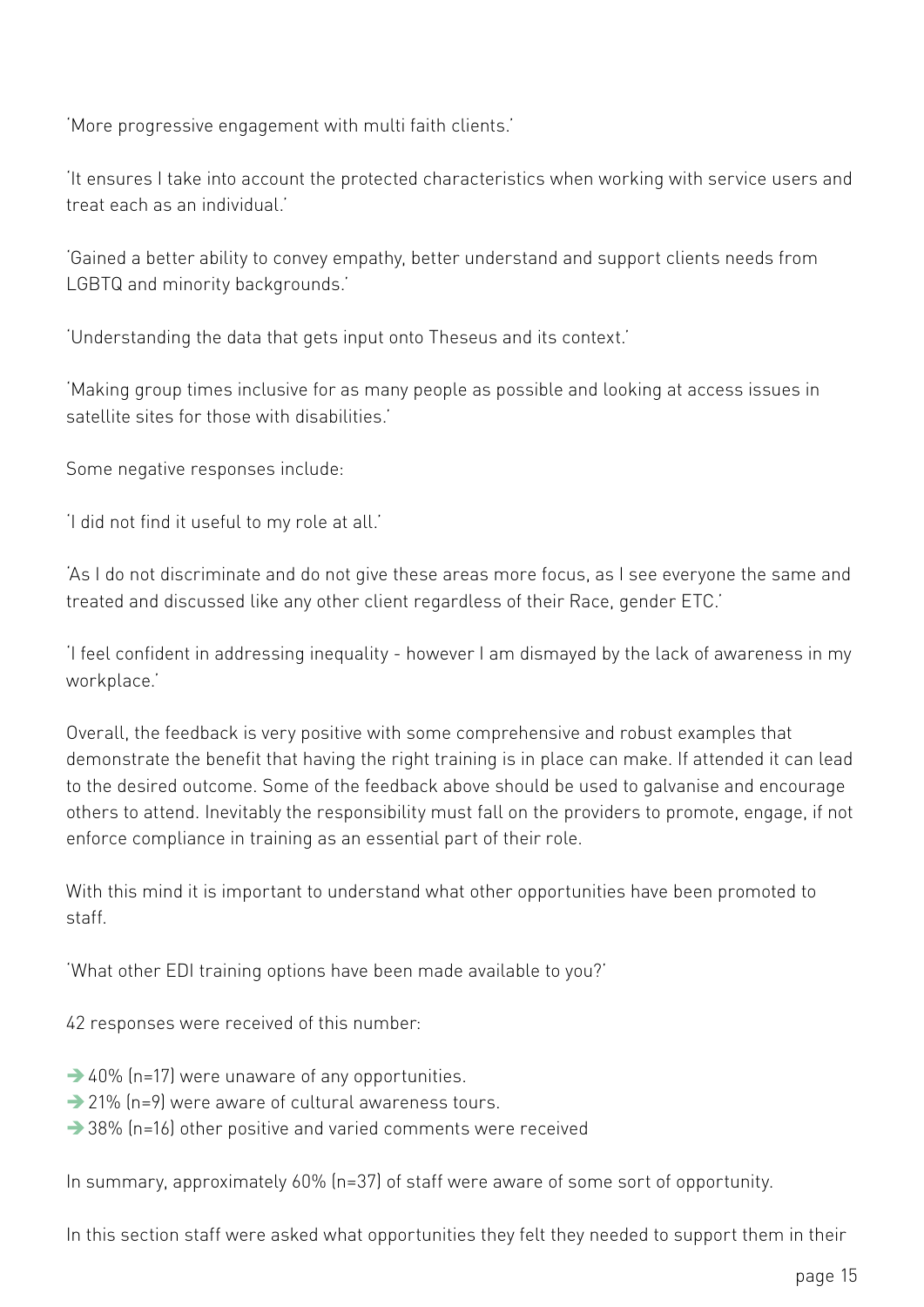'More progressive engagement with multi faith clients.'

'It ensures I take into account the protected characteristics when working with service users and treat each as an individual.'

'Gained a better ability to convey empathy, better understand and support clients needs from LGBTQ and minority backgrounds.'

'Understanding the data that gets input onto Theseus and its context.'

'Making group times inclusive for as many people as possible and looking at access issues in satellite sites for those with disabilities.'

Some negative responses include:

'I did not find it useful to my role at all.'

'As I do not discriminate and do not give these areas more focus, as I see everyone the same and treated and discussed like any other client regardless of their Race, gender ETC.'

'I feel confident in addressing inequality - however I am dismayed by the lack of awareness in my workplace.'

Overall, the feedback is very positive with some comprehensive and robust examples that demonstrate the benefit that having the right training is in place can make. If attended it can lead to the desired outcome. Some of the feedback above should be used to galvanise and encourage others to attend. Inevitably the responsibility must fall on the providers to promote, engage, if not enforce compliance in training as an essential part of their role.

With this mind it is important to understand what other opportunities have been promoted to staff.

'What other EDI training options have been made available to you?'

42 responses were received of this number:

- 40% (n=17) were unaware of any opportunities.
- 21% (n=9) were aware of cultural awareness tours.
- 38% (n=16) other positive and varied comments were received

In summary, approximately 60% (n=37) of staff were aware of some sort of opportunity.

In this section staff were asked what opportunities they felt they needed to support them in their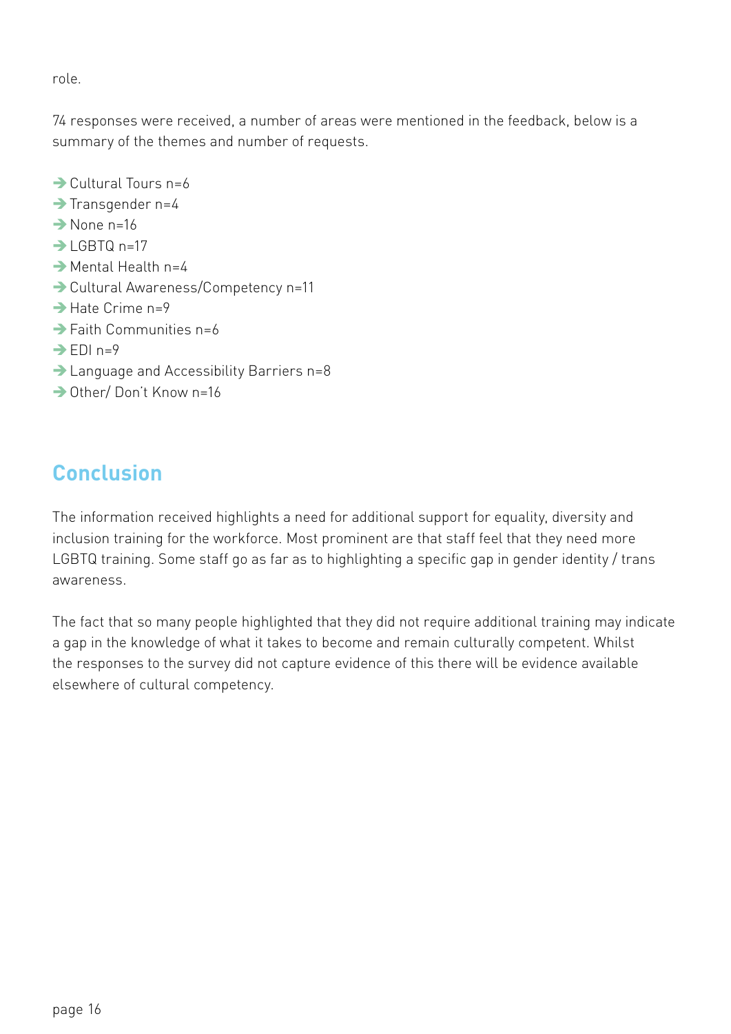role.

74 responses were received, a number of areas were mentioned in the feedback, below is a summary of the themes and number of requests.

- ➔ Cultural Tours n=6
- ➔ Transgender n=4
- ➔ None n=16
- ➔ LGBTQ n=17
- ➔ Mental Health n=4
- ➔ Cultural Awareness/Competency n=11
- ➔ Hate Crime n=9
- ➔ Faith Communities n=6
- ➔ EDI n=9
- ➔ Language and Accessibility Barriers n=8
- ➔ Other/ Don't Know n=16

## Conclusion

The information received highlights a need for additional support for equality, diversity and inclusion training for the workforce. Most prominent are that staff feel that they need more LGBTQ training. Some staff go as far as to highlighting a specific gap in gender identity / trans awareness.

The fact that so many people highlighted that they did not require additional training may indicate a gap in the knowledge of what it takes to become and remain culturally competent. Whilst the responses to the survey did not capture evidence of this there will be evidence available elsewhere of cultural competency.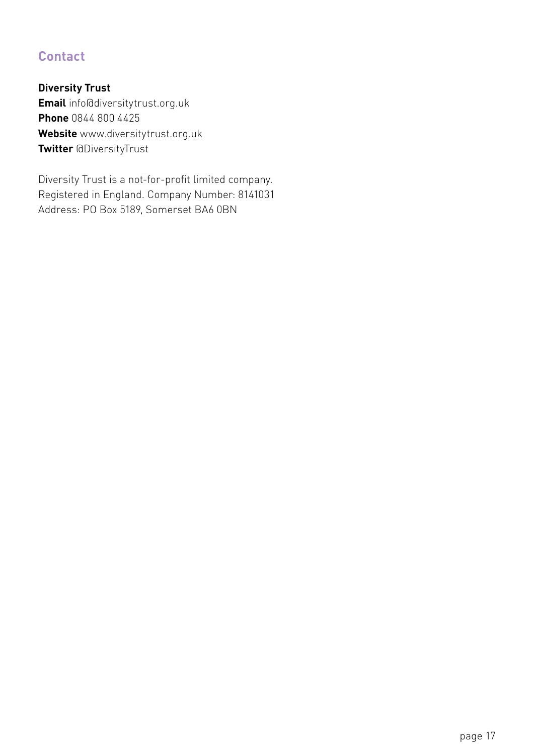## Contact

**Diversity Trust**
**Email** info@diversitytrust.org.uk
**Phone** 0844 800 4425
**Website** www.diversitytrust.org.uk
**Twitter** @DiversityTrust

Diversity Trust is a not-for-profit limited company.
Registered in England. Company Number: 8141031
Address: PO Box 5189, Somerset BA6 0BN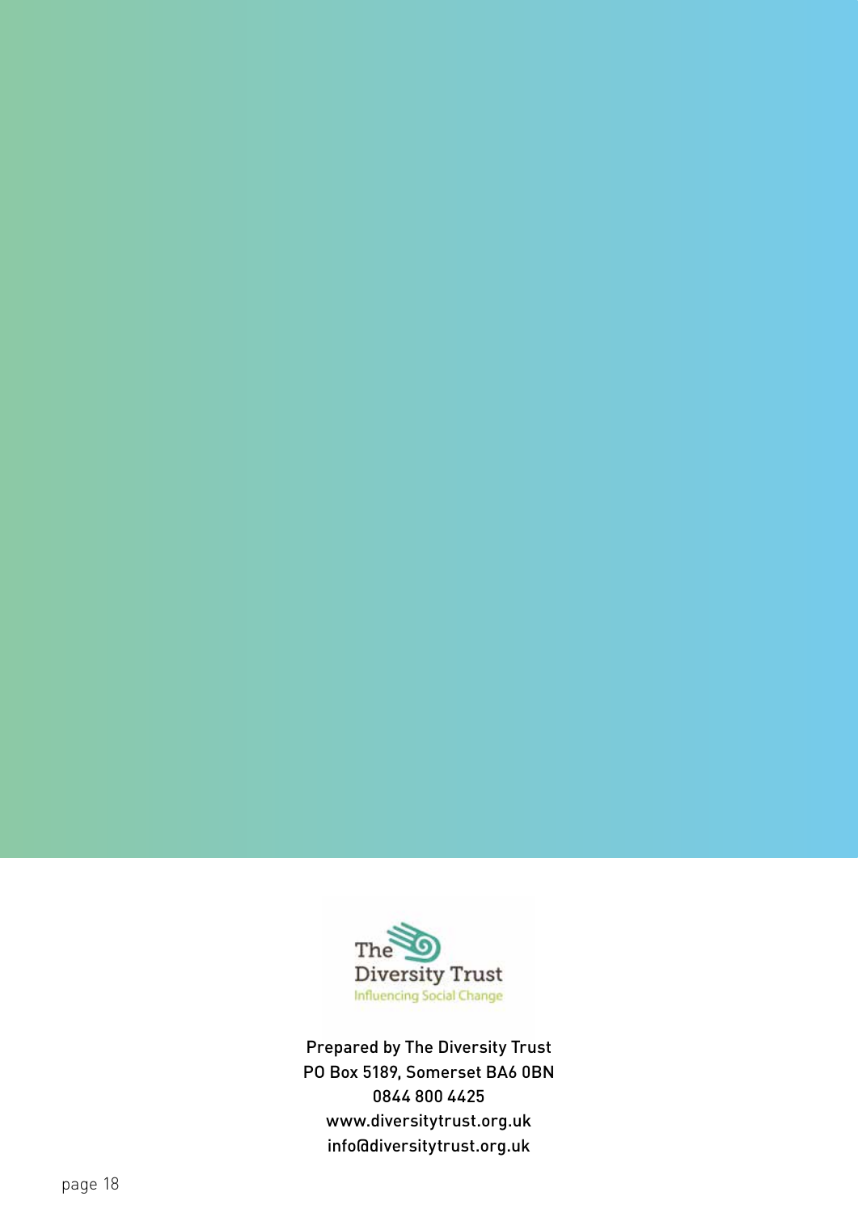The Diversity Trust
Influencing Social Change

Prepared by The Diversity Trust
PO Box 5189, Somerset BA6 0BN
0844 800 4425
www.diversitytrust.org.uk
info@diversitytrust.org.uk